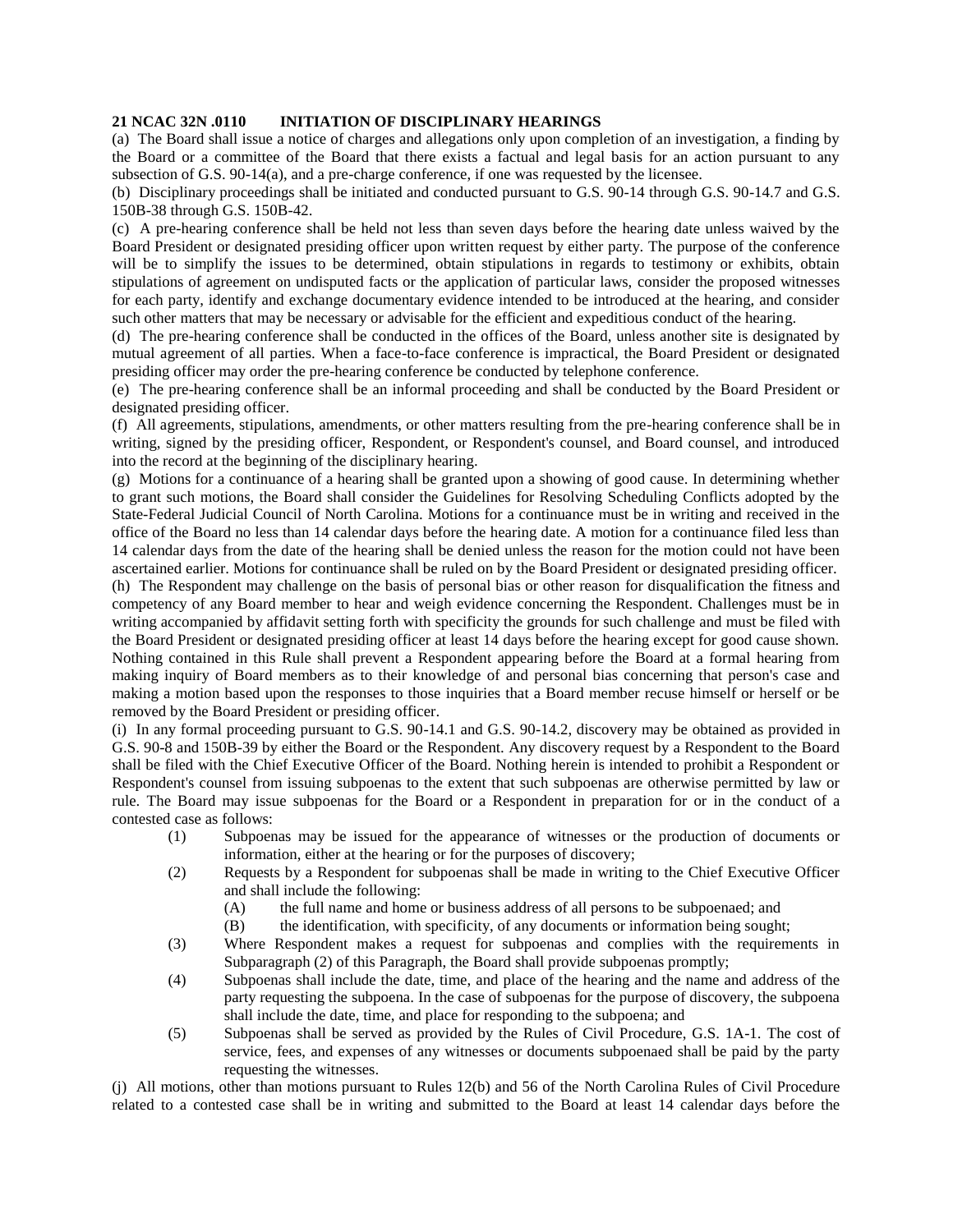**21 NCAC 32N .0110 INITIATION OF DISCIPLINARY HEARINGS**

(a) The Board shall issue a notice of charges and allegations only upon completion of an investigation, a finding by the Board or a committee of the Board that there exists a factual and legal basis for an action pursuant to any subsection of G.S. 90-14(a), and a pre-charge conference, if one was requested by the licensee.

(b) Disciplinary proceedings shall be initiated and conducted pursuant to G.S. 90-14 through G.S. 90-14.7 and G.S. 150B-38 through G.S. 150B-42.

(c) A pre-hearing conference shall be held not less than seven days before the hearing date unless waived by the Board President or designated presiding officer upon written request by either party. The purpose of the conference will be to simplify the issues to be determined, obtain stipulations in regards to testimony or exhibits, obtain stipulations of agreement on undisputed facts or the application of particular laws, consider the proposed witnesses for each party, identify and exchange documentary evidence intended to be introduced at the hearing, and consider such other matters that may be necessary or advisable for the efficient and expeditious conduct of the hearing.

(d) The pre-hearing conference shall be conducted in the offices of the Board, unless another site is designated by mutual agreement of all parties. When a face-to-face conference is impractical, the Board President or designated presiding officer may order the pre-hearing conference be conducted by telephone conference.

(e) The pre-hearing conference shall be an informal proceeding and shall be conducted by the Board President or designated presiding officer.

(f) All agreements, stipulations, amendments, or other matters resulting from the pre-hearing conference shall be in writing, signed by the presiding officer, Respondent, or Respondent's counsel, and Board counsel, and introduced into the record at the beginning of the disciplinary hearing.

(g) Motions for a continuance of a hearing shall be granted upon a showing of good cause. In determining whether to grant such motions, the Board shall consider the Guidelines for Resolving Scheduling Conflicts adopted by the State-Federal Judicial Council of North Carolina. Motions for a continuance must be in writing and received in the office of the Board no less than 14 calendar days before the hearing date. A motion for a continuance filed less than 14 calendar days from the date of the hearing shall be denied unless the reason for the motion could not have been ascertained earlier. Motions for continuance shall be ruled on by the Board President or designated presiding officer.

(h) The Respondent may challenge on the basis of personal bias or other reason for disqualification the fitness and competency of any Board member to hear and weigh evidence concerning the Respondent. Challenges must be in writing accompanied by affidavit setting forth with specificity the grounds for such challenge and must be filed with the Board President or designated presiding officer at least 14 days before the hearing except for good cause shown. Nothing contained in this Rule shall prevent a Respondent appearing before the Board at a formal hearing from making inquiry of Board members as to their knowledge of and personal bias concerning that person's case and making a motion based upon the responses to those inquiries that a Board member recuse himself or herself or be removed by the Board President or presiding officer.

(i) In any formal proceeding pursuant to G.S. 90-14.1 and G.S. 90-14.2, discovery may be obtained as provided in G.S. 90-8 and 150B-39 by either the Board or the Respondent. Any discovery request by a Respondent to the Board shall be filed with the Chief Executive Officer of the Board. Nothing herein is intended to prohibit a Respondent or Respondent's counsel from issuing subpoenas to the extent that such subpoenas are otherwise permitted by law or rule. The Board may issue subpoenas for the Board or a Respondent in preparation for or in the conduct of a contested case as follows:

- (1) Subpoenas may be issued for the appearance of witnesses or the production of documents or information, either at the hearing or for the purposes of discovery;
- (2) Requests by a Respondent for subpoenas shall be made in writing to the Chief Executive Officer and shall include the following:
  - (A) the full name and home or business address of all persons to be subpoenaed; and
  - (B) the identification, with specificity, of any documents or information being sought;
- (3) Where Respondent makes a request for subpoenas and complies with the requirements in Subparagraph (2) of this Paragraph, the Board shall provide subpoenas promptly;
- (4) Subpoenas shall include the date, time, and place of the hearing and the name and address of the party requesting the subpoena. In the case of subpoenas for the purpose of discovery, the subpoena shall include the date, time, and place for responding to the subpoena; and
- (5) Subpoenas shall be served as provided by the Rules of Civil Procedure, G.S. 1A-1. The cost of service, fees, and expenses of any witnesses or documents subpoenaed shall be paid by the party requesting the witnesses.

(j) All motions, other than motions pursuant to Rules 12(b) and 56 of the North Carolina Rules of Civil Procedure related to a contested case shall be in writing and submitted to the Board at least 14 calendar days before the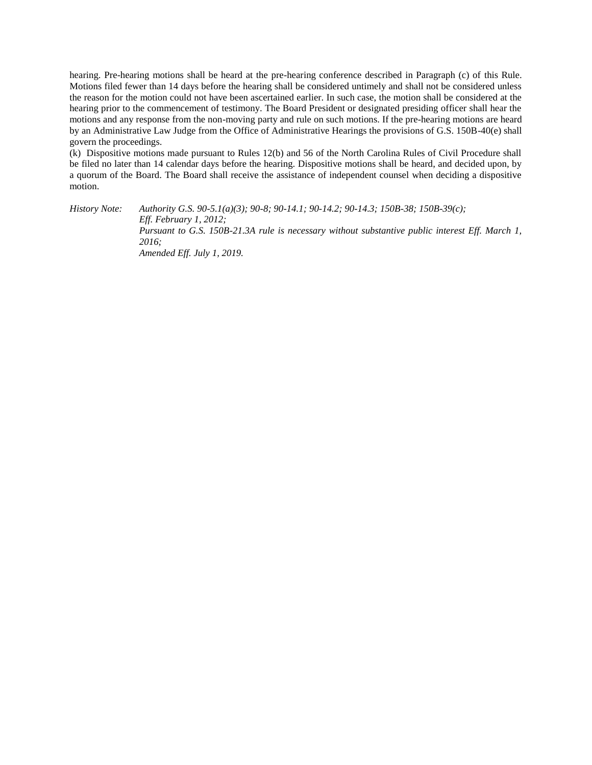hearing. Pre-hearing motions shall be heard at the pre-hearing conference described in Paragraph (c) of this Rule. Motions filed fewer than 14 days before the hearing shall be considered untimely and shall not be considered unless the reason for the motion could not have been ascertained earlier. In such case, the motion shall be considered at the hearing prior to the commencement of testimony. The Board President or designated presiding officer shall hear the motions and any response from the non-moving party and rule on such motions. If the pre-hearing motions are heard by an Administrative Law Judge from the Office of Administrative Hearings the provisions of G.S. 150B-40(e) shall govern the proceedings.

(k) Dispositive motions made pursuant to Rules 12(b) and 56 of the North Carolina Rules of Civil Procedure shall be filed no later than 14 calendar days before the hearing. Dispositive motions shall be heard, and decided upon, by a quorum of the Board. The Board shall receive the assistance of independent counsel when deciding a dispositive motion.

*History Note: Authority G.S. 90-5.1(a)(3); 90-8; 90-14.1; 90-14.2; 90-14.3; 150B-38; 150B-39(c);*
*Eff. February 1, 2012;*
*Pursuant to G.S. 150B-21.3A rule is necessary without substantive public interest Eff. March 1, 2016;*
*Amended Eff. July 1, 2019.*